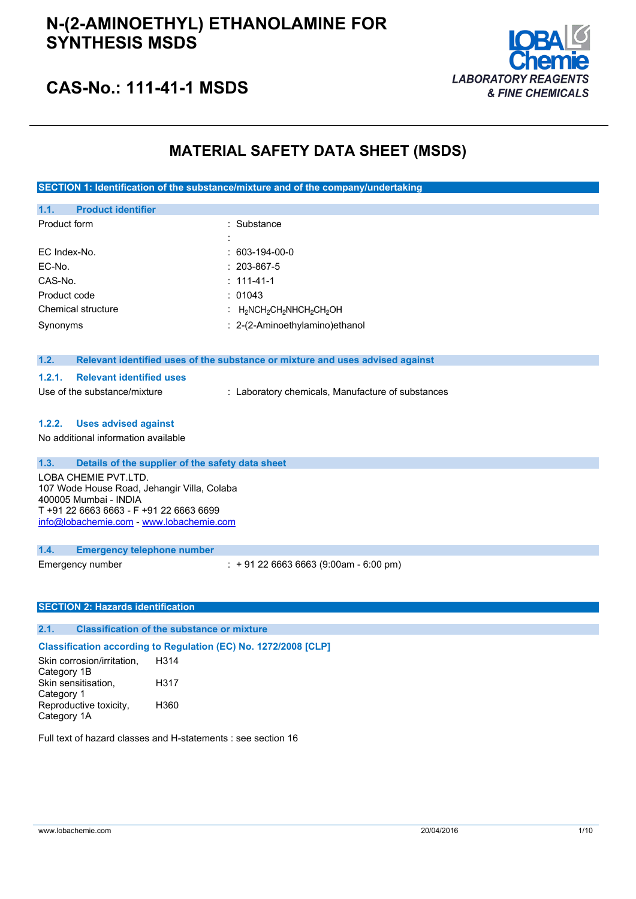# N-(2-AMINOETHYL) ETHANOLAMINE FOR SYNTHESIS MSDS

## CAS-No.: 111-41-1 MSDS

LOBA Chemie
*LABORATORY REAGENTS & FINE CHEMICALS*

# MATERIAL SAFETY DATA SHEET (MSDS)

## SECTION 1: Identification of the substance/mixture and of the company/undertaking

### 1.1. Product identifier

| | |
|---|---|
| Product form | : Substance |
| | : |
| EC Index-No. | : 603-194-00-0 |
| EC-No. | : 203-867-5 |
| CAS-No. | : 111-41-1 |
| Product code | : 01043 |
| Chemical structure | : $H_2NCH_2CH_2NHCH_2CH_2OH$ |
| Synonyms | : 2-(2-Aminoethylamino)ethanol |

### 1.2. Relevant identified uses of the substance or mixture and uses advised against

#### 1.2.1. Relevant identified uses

Use of the substance/mixture : Laboratory chemicals, Manufacture of substances

#### 1.2.2. Uses advised against

No additional information available

### 1.3. Details of the supplier of the safety data sheet

LOBA CHEMIE PVT.LTD.
107 Wode House Road, Jehangir Villa, Colaba
400005 Mumbai - INDIA
T +91 22 6663 6663 - F +91 22 6663 6699
info@lobachemie.com - www.lobachemie.com

### 1.4. Emergency telephone number

Emergency number : + 91 22 6663 6663 (9:00am - 6:00 pm)

## SECTION 2: Hazards identification

### 2.1. Classification of the substance or mixture

**Classification according to Regulation (EC) No. 1272/2008 [CLP]**

| | |
|---|---|
| Skin corrosion/irritation, Category 1B | H314 |
| Skin sensitisation, Category 1 | H317 |
| Reproductive toxicity, Category 1A | H360 |

Full text of hazard classes and H-statements : see section 16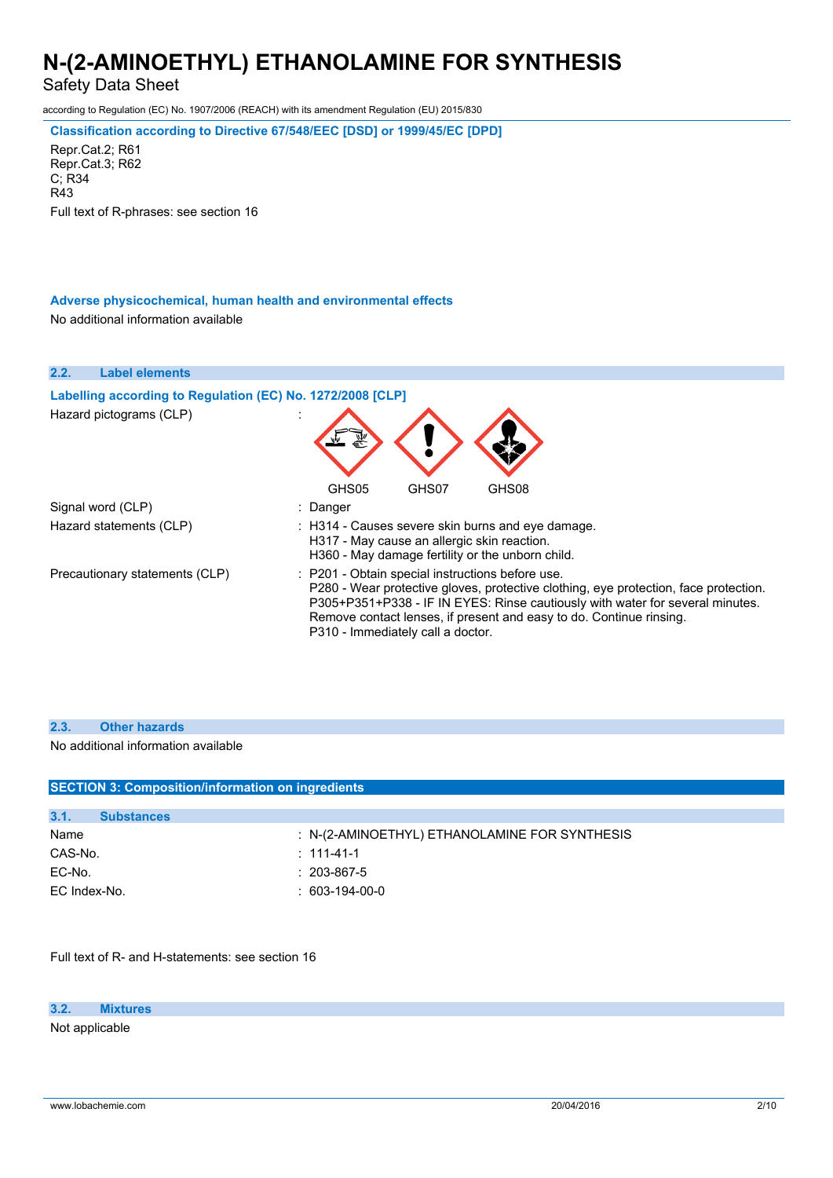#### Classification according to Directive 67/548/EEC [DSD] or 1999/45/EC [DPD]

Repr.Cat.2; R61
Repr.Cat.3; R62
C; R34
R43

Full text of R-phrases: see section 16

#### Adverse physicochemical, human health and environmental effects

No additional information available

### 2.2. Label elements

#### Labelling according to Regulation (EC) No. 1272/2008 [CLP]

Hazard pictograms (CLP) :

GHS05 GHS07 GHS08

Signal word (CLP) : Danger

Hazard statements (CLP) : H314 - Causes severe skin burns and eye damage.
H317 - May cause an allergic skin reaction.
H360 - May damage fertility or the unborn child.

Precautionary statements (CLP) : P201 - Obtain special instructions before use.
P280 - Wear protective gloves, protective clothing, eye protection, face protection.
P305+P351+P338 - IF IN EYES: Rinse cautiously with water for several minutes. Remove contact lenses, if present and easy to do. Continue rinsing.
P310 - Immediately call a doctor.

### 2.3. Other hazards

No additional information available

## SECTION 3: Composition/information on ingredients

### 3.1. Substances

| | |
|---|---|
| Name | : N-(2-AMINOETHYL) ETHANOLAMINE FOR SYNTHESIS |
| CAS-No. | : 111-41-1 |
| EC-No. | : 203-867-5 |
| EC Index-No. | : 603-194-00-0 |

Full text of R- and H-statements: see section 16

### 3.2. Mixtures

Not applicable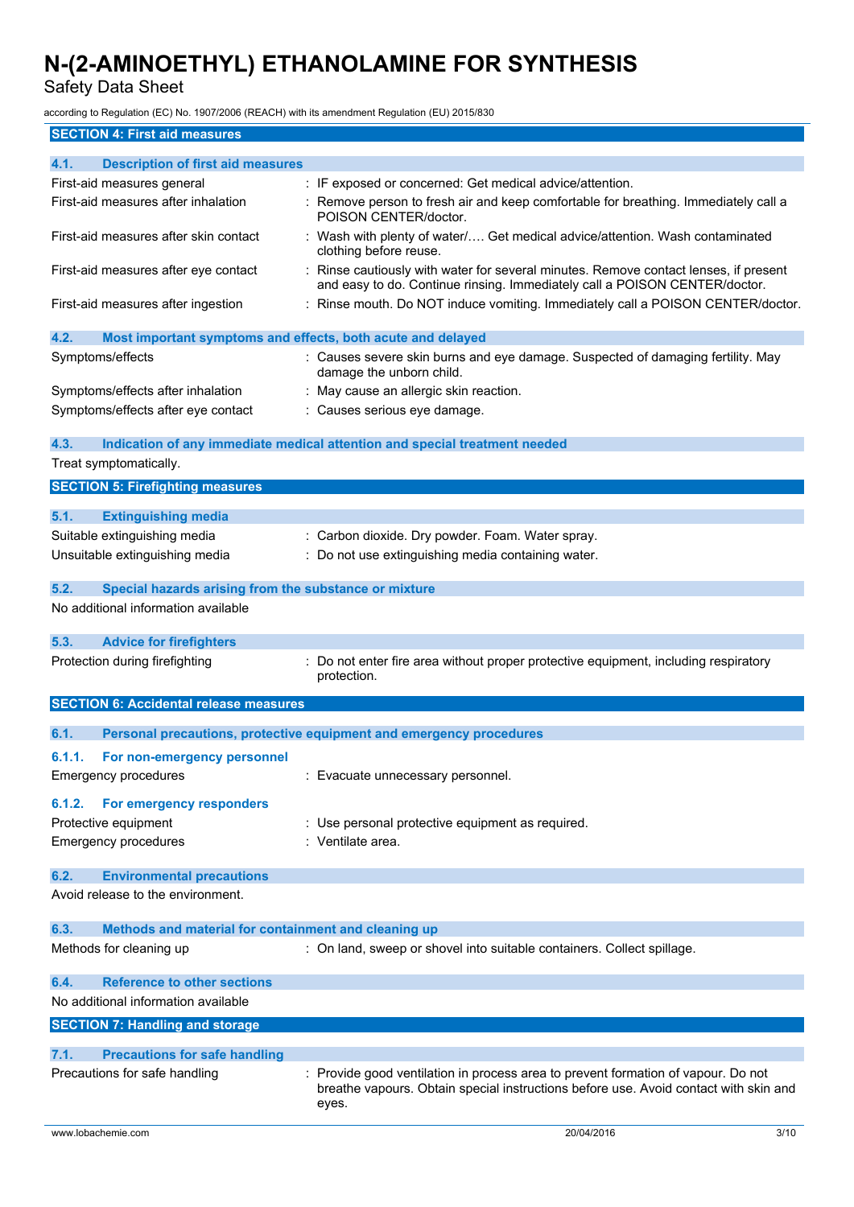## SECTION 4: First aid measures

### 4.1. Description of first aid measures

| | |
|---|---|
| First-aid measures general | : IF exposed or concerned: Get medical advice/attention. |
| First-aid measures after inhalation | : Remove person to fresh air and keep comfortable for breathing. Immediately call a POISON CENTER/doctor. |
| First-aid measures after skin contact | : Wash with plenty of water/…. Get medical advice/attention. Wash contaminated clothing before reuse. |
| First-aid measures after eye contact | : Rinse cautiously with water for several minutes. Remove contact lenses, if present and easy to do. Continue rinsing. Immediately call a POISON CENTER/doctor. |
| First-aid measures after ingestion | : Rinse mouth. Do NOT induce vomiting. Immediately call a POISON CENTER/doctor. |

### 4.2. Most important symptoms and effects, both acute and delayed

| | |
|---|---|
| Symptoms/effects | : Causes severe skin burns and eye damage. Suspected of damaging fertility. May damage the unborn child. |
| Symptoms/effects after inhalation | : May cause an allergic skin reaction. |
| Symptoms/effects after eye contact | : Causes serious eye damage. |

### 4.3. Indication of any immediate medical attention and special treatment needed

Treat symptomatically.

## SECTION 5: Firefighting measures

### 5.1. Extinguishing media

| | |
|---|---|
| Suitable extinguishing media | : Carbon dioxide. Dry powder. Foam. Water spray. |
| Unsuitable extinguishing media | : Do not use extinguishing media containing water. |

### 5.2. Special hazards arising from the substance or mixture

No additional information available

### 5.3. Advice for firefighters

| | |
|---|---|
| Protection during firefighting | : Do not enter fire area without proper protective equipment, including respiratory protection. |

## SECTION 6: Accidental release measures

### 6.1. Personal precautions, protective equipment and emergency procedures

#### 6.1.1. For non-emergency personnel

| | |
|---|---|
| Emergency procedures | : Evacuate unnecessary personnel. |

#### 6.1.2. For emergency responders

| | |
|---|---|
| Protective equipment | : Use personal protective equipment as required. |
| Emergency procedures | : Ventilate area. |

### 6.2. Environmental precautions

Avoid release to the environment.

### 6.3. Methods and material for containment and cleaning up

| | |
|---|---|
| Methods for cleaning up | : On land, sweep or shovel into suitable containers. Collect spillage. |

### 6.4. Reference to other sections

No additional information available

## SECTION 7: Handling and storage

### 7.1. Precautions for safe handling

| | |
|---|---|
| Precautions for safe handling | : Provide good ventilation in process area to prevent formation of vapour. Do not breathe vapours. Obtain special instructions before use. Avoid contact with skin and eyes. |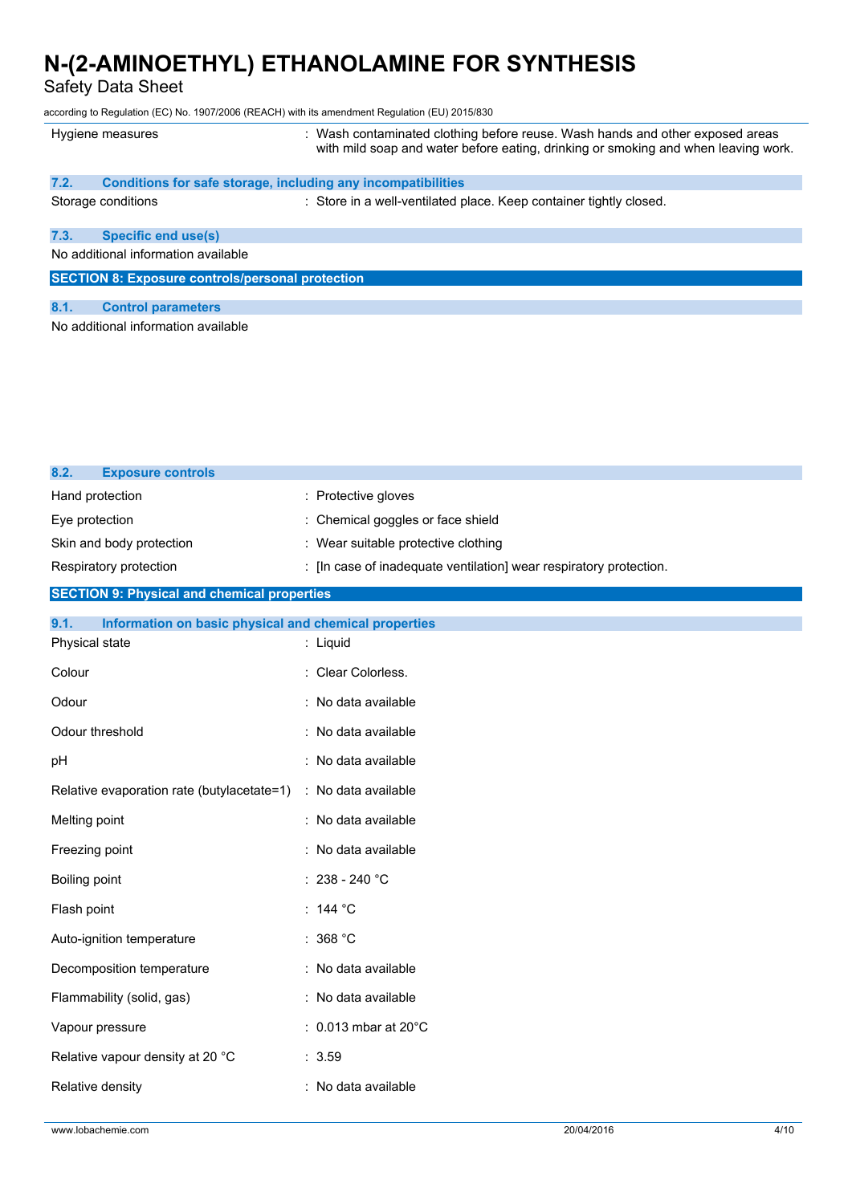| | |
|---|---|
| Hygiene measures | : Wash contaminated clothing before reuse. Wash hands and other exposed areas with mild soap and water before eating, drinking or smoking and when leaving work. |

### 7.2. Conditions for safe storage, including any incompatibilities

| | |
|---|---|
| Storage conditions | : Store in a well-ventilated place. Keep container tightly closed. |

### 7.3. Specific end use(s)

No additional information available

## SECTION 8: Exposure controls/personal protection

### 8.1. Control parameters

No additional information available

### 8.2. Exposure controls

| | |
|---|---|
| Hand protection | : Protective gloves |
| Eye protection | : Chemical goggles or face shield |
| Skin and body protection | : Wear suitable protective clothing |
| Respiratory protection | : [In case of inadequate ventilation] wear respiratory protection. |

## SECTION 9: Physical and chemical properties

### 9.1. Information on basic physical and chemical properties

| | |
|---|---|
| Physical state | : Liquid |
| Colour | : Clear Colorless. |
| Odour | : No data available |
| Odour threshold | : No data available |
| pH | : No data available |
| Relative evaporation rate (butylacetate=1) | : No data available |
| Melting point | : No data available |
| Freezing point | : No data available |
| Boiling point | : 238 - 240 °C |
| Flash point | : 144 °C |
| Auto-ignition temperature | : 368 °C |
| Decomposition temperature | : No data available |
| Flammability (solid, gas) | : No data available |
| Vapour pressure | : 0.013 mbar at 20°C |
| Relative vapour density at 20 °C | : 3.59 |
| Relative density | : No data available |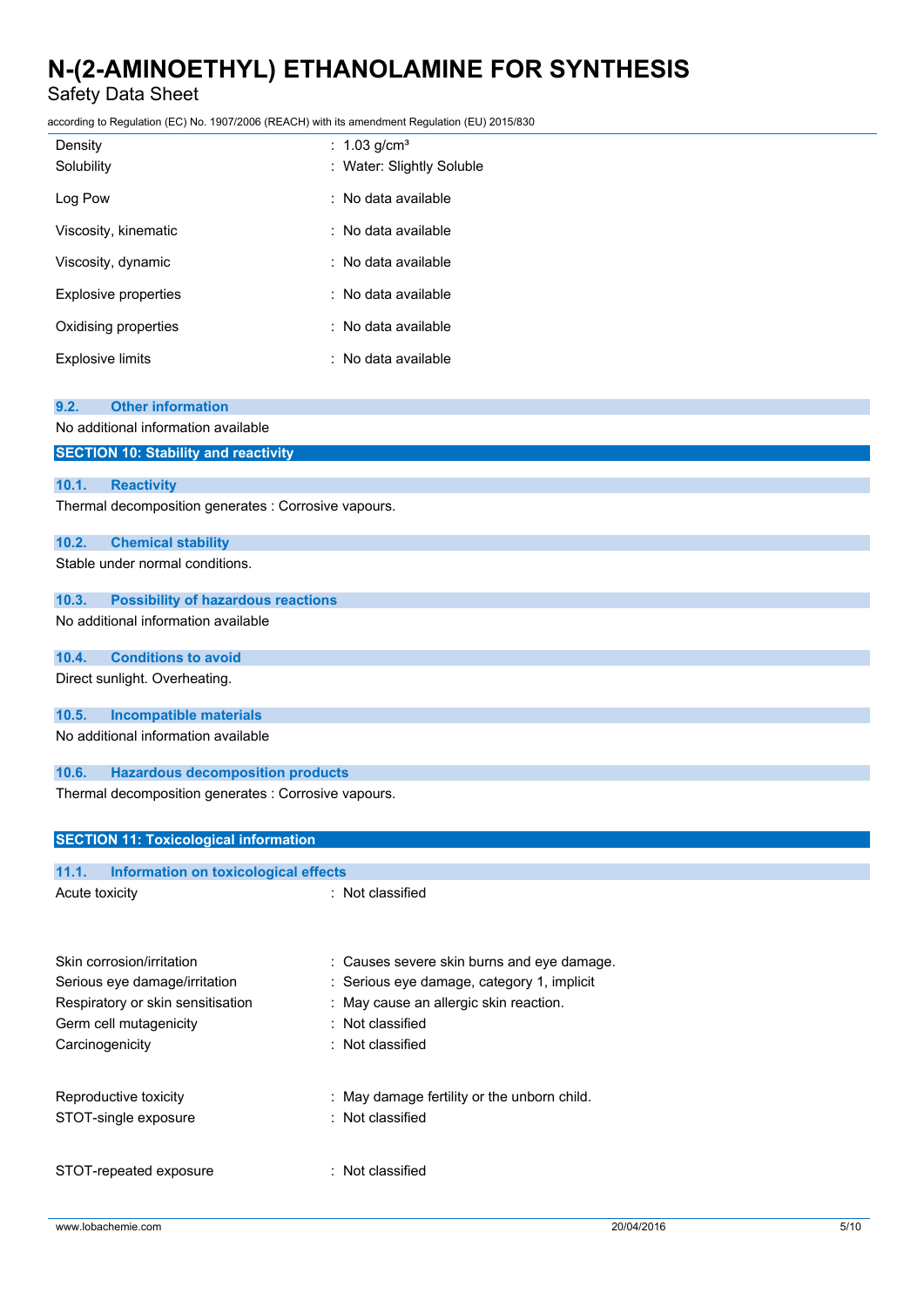| | |
|---|---|
| Density | : 1.03 g/cm³ |
| Solubility | : Water: Slightly Soluble |
| Log Pow | : No data available |
| Viscosity, kinematic | : No data available |
| Viscosity, dynamic | : No data available |
| Explosive properties | : No data available |
| Oxidising properties | : No data available |
| Explosive limits | : No data available |

### 9.2. Other information

No additional information available

## SECTION 10: Stability and reactivity

### 10.1. Reactivity

Thermal decomposition generates : Corrosive vapours.

### 10.2. Chemical stability

Stable under normal conditions.

### 10.3. Possibility of hazardous reactions

No additional information available

### 10.4. Conditions to avoid

Direct sunlight. Overheating.

### 10.5. Incompatible materials

No additional information available

### 10.6. Hazardous decomposition products

Thermal decomposition generates : Corrosive vapours.

## SECTION 11: Toxicological information

### 11.1. Information on toxicological effects

| | |
|---|---|
| Acute toxicity | : Not classified |
| Skin corrosion/irritation | : Causes severe skin burns and eye damage. |
| Serious eye damage/irritation | : Serious eye damage, category 1, implicit |
| Respiratory or skin sensitisation | : May cause an allergic skin reaction. |
| Germ cell mutagenicity | : Not classified |
| Carcinogenicity | : Not classified |
| Reproductive toxicity | : May damage fertility or the unborn child. |
| STOT-single exposure | : Not classified |
| STOT-repeated exposure | : Not classified |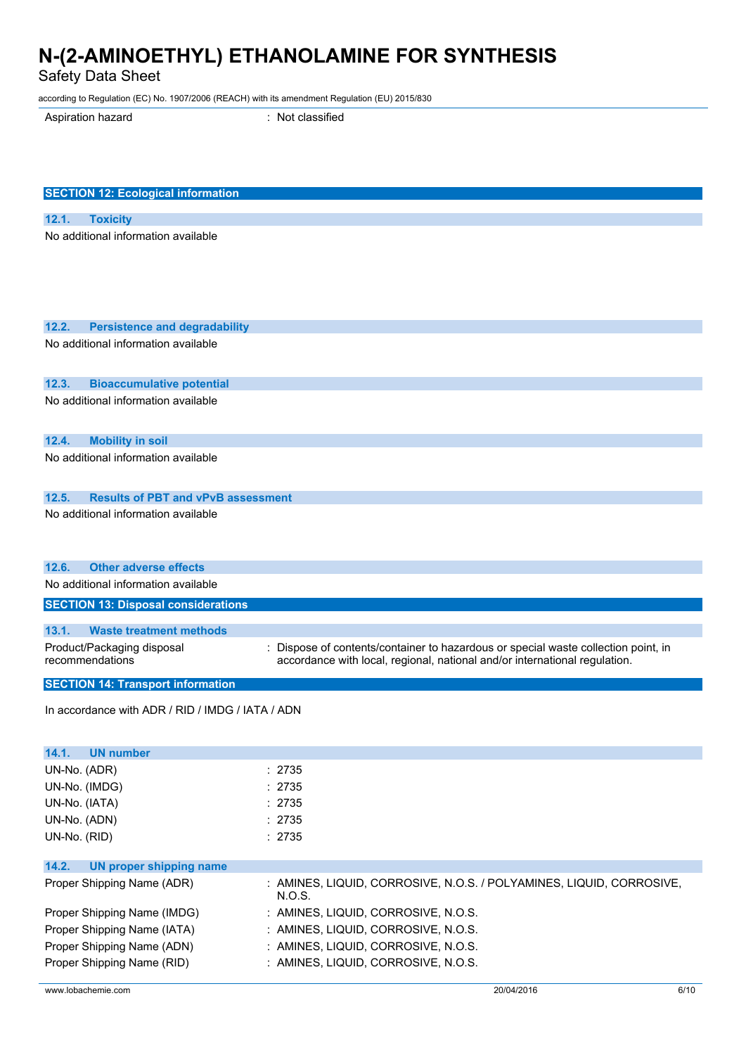| | |
|---|---|
| Aspiration hazard | : Not classified |

## SECTION 12: Ecological information

### 12.1. Toxicity

No additional information available

### 12.2. Persistence and degradability

No additional information available

### 12.3. Bioaccumulative potential

No additional information available

### 12.4. Mobility in soil

No additional information available

### 12.5. Results of PBT and vPvB assessment

No additional information available

### 12.6. Other adverse effects

No additional information available

## SECTION 13: Disposal considerations

### 13.1. Waste treatment methods

| | |
|---|---|
| Product/Packaging disposal recommendations | : Dispose of contents/container to hazardous or special waste collection point, in accordance with local, regional, national and/or international regulation. |

## SECTION 14: Transport information

In accordance with ADR / RID / IMDG / IATA / ADN

### 14.1. UN number

| | |
|---|---|
| UN-No. (ADR) | : 2735 |
| UN-No. (IMDG) | : 2735 |
| UN-No. (IATA) | : 2735 |
| UN-No. (ADN) | : 2735 |
| UN-No. (RID) | : 2735 |

### 14.2. UN proper shipping name

| | |
|---|---|
| Proper Shipping Name (ADR) | : AMINES, LIQUID, CORROSIVE, N.O.S. / POLYAMINES, LIQUID, CORROSIVE, N.O.S. |
| Proper Shipping Name (IMDG) | : AMINES, LIQUID, CORROSIVE, N.O.S. |
| Proper Shipping Name (IATA) | : AMINES, LIQUID, CORROSIVE, N.O.S. |
| Proper Shipping Name (ADN) | : AMINES, LIQUID, CORROSIVE, N.O.S. |
| Proper Shipping Name (RID) | : AMINES, LIQUID, CORROSIVE, N.O.S. |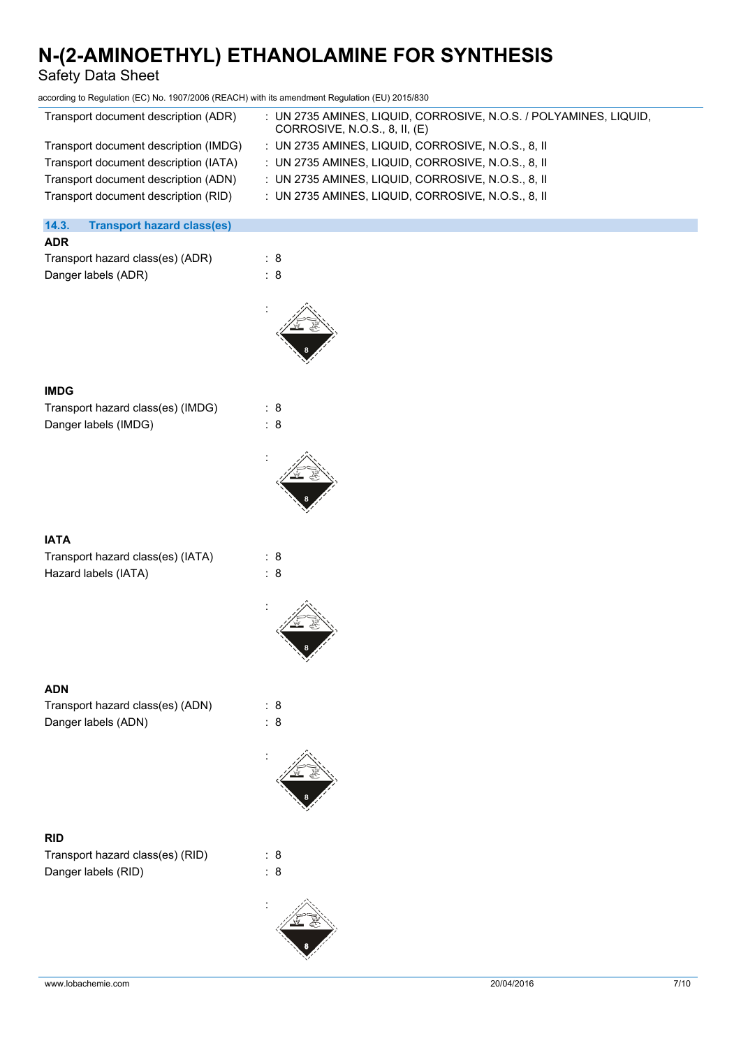| | |
|---|---|
| Transport document description (ADR) | : UN 2735 AMINES, LIQUID, CORROSIVE, N.O.S. / POLYAMINES, LIQUID, CORROSIVE, N.O.S., 8, II, (E) |
| Transport document description (IMDG) | : UN 2735 AMINES, LIQUID, CORROSIVE, N.O.S., 8, II |
| Transport document description (IATA) | : UN 2735 AMINES, LIQUID, CORROSIVE, N.O.S., 8, II |
| Transport document description (ADN) | : UN 2735 AMINES, LIQUID, CORROSIVE, N.O.S., 8, II |
| Transport document description (RID) | : UN 2735 AMINES, LIQUID, CORROSIVE, N.O.S., 8, II |

### 14.3. Transport hazard class(es)

**ADR**

| | |
|---|---|
| Transport hazard class(es) (ADR) | : 8 |
| Danger labels (ADR) | : 8 |
| | : |

**IMDG**

| | |
|---|---|
| Transport hazard class(es) (IMDG) | : 8 |
| Danger labels (IMDG) | : 8 |
| | : |

**IATA**

| | |
|---|---|
| Transport hazard class(es) (IATA) | : 8 |
| Hazard labels (IATA) | : 8 |
| | : |

**ADN**

| | |
|---|---|
| Transport hazard class(es) (ADN) | : 8 |
| Danger labels (ADN) | : 8 |
| | : |

**RID**

| | |
|---|---|
| Transport hazard class(es) (RID) | : 8 |
| Danger labels (RID) | : 8 |
| | : |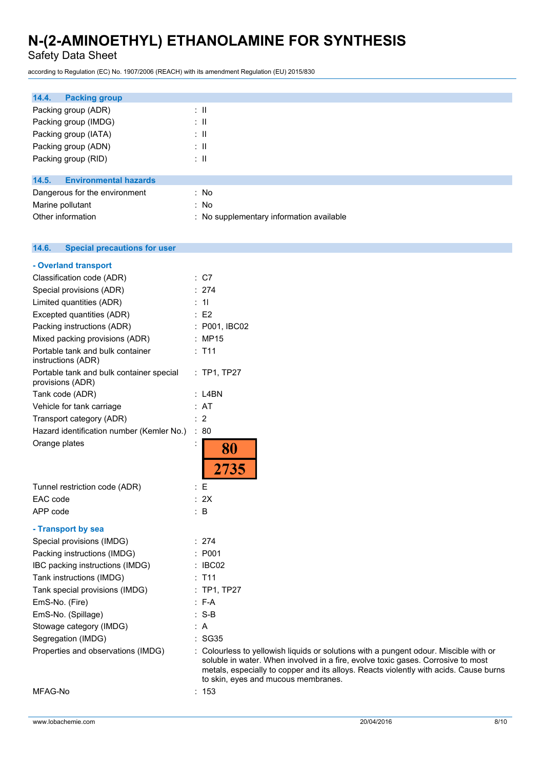### 14.4. Packing group

| | |
|---|---|
| Packing group (ADR) | : II |
| Packing group (IMDG) | : II |
| Packing group (IATA) | : II |
| Packing group (ADN) | : II |
| Packing group (RID) | : II |

### 14.5. Environmental hazards

| | |
|---|---|
| Dangerous for the environment | : No |
| Marine pollutant | : No |
| Other information | : No supplementary information available |

### 14.6. Special precautions for user

**- Overland transport**

| | |
|---|---|
| Classification code (ADR) | : C7 |
| Special provisions (ADR) | : 274 |
| Limited quantities (ADR) | : 1l |
| Excepted quantities (ADR) | : E2 |
| Packing instructions (ADR) | : P001, IBC02 |
| Mixed packing provisions (ADR) | : MP15 |
| Portable tank and bulk container instructions (ADR) | : T11 |
| Portable tank and bulk container special provisions (ADR) | : TP1, TP27 |
| Tank code (ADR) | : L4BN |
| Vehicle for tank carriage | : AT |
| Transport category (ADR) | : 2 |
| Hazard identification number (Kemler No.) | : 80 |
| Orange plates | : 80 / 2735 |
| Tunnel restriction code (ADR) | : E |
| EAC code | : 2X |
| APP code | : B |

**- Transport by sea**

| | |
|---|---|
| Special provisions (IMDG) | : 274 |
| Packing instructions (IMDG) | : P001 |
| IBC packing instructions (IMDG) | : IBC02 |
| Tank instructions (IMDG) | : T11 |
| Tank special provisions (IMDG) | : TP1, TP27 |
| EmS-No. (Fire) | : F-A |
| EmS-No. (Spillage) | : S-B |
| Stowage category (IMDG) | : A |
| Segregation (IMDG) | : SG35 |
| Properties and observations (IMDG) | : Colourless to yellowish liquids or solutions with a pungent odour. Miscible with or soluble in water. When involved in a fire, evolve toxic gases. Corrosive to most metals, especially to copper and its alloys. Reacts violently with acids. Cause burns to skin, eyes and mucous membranes. |
| MFAG-No | : 153 |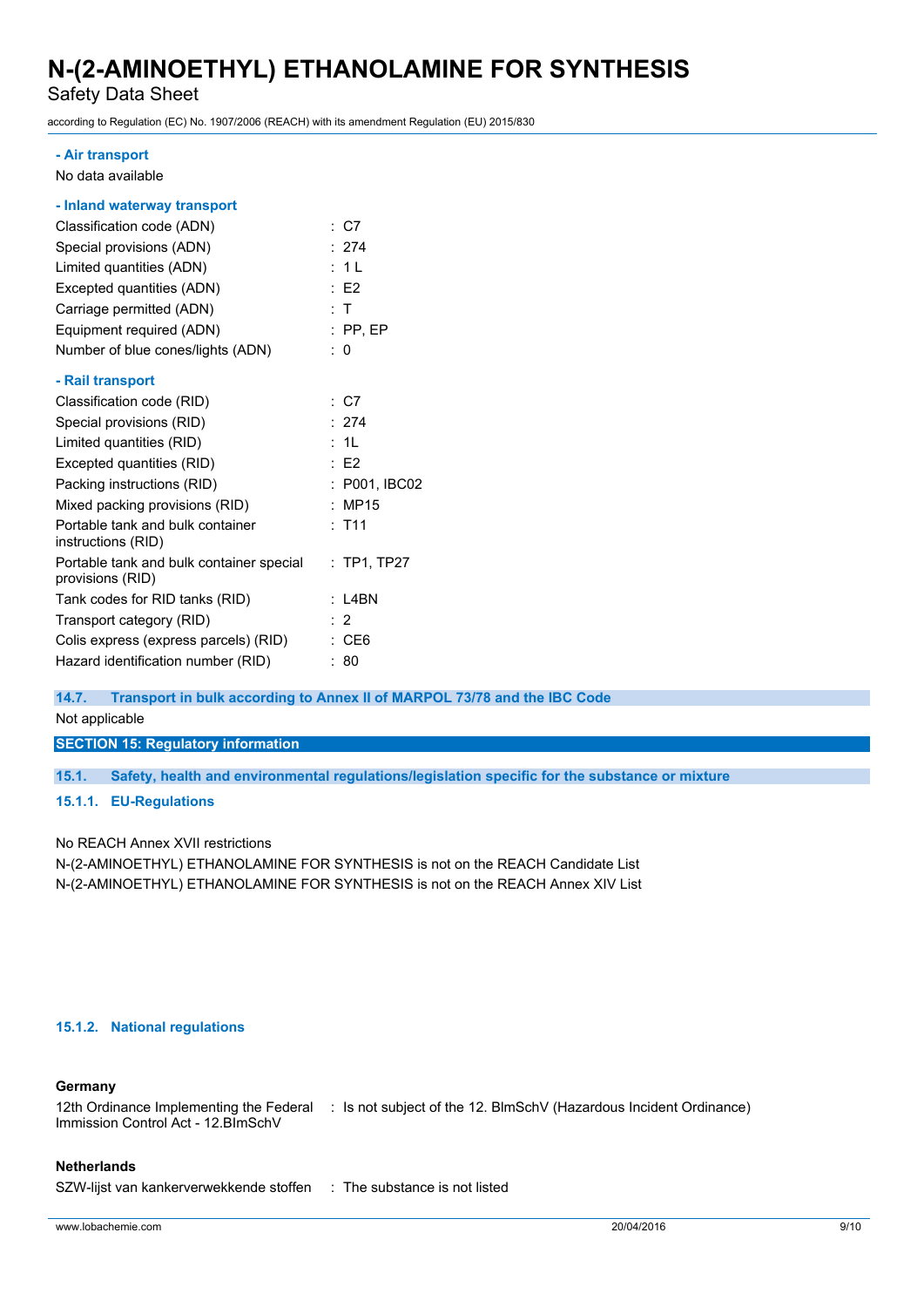**- Air transport**

No data available

**- Inland waterway transport**

| | |
|---|---|
| Classification code (ADN) | : C7 |
| Special provisions (ADN) | : 274 |
| Limited quantities (ADN) | : 1 L |
| Excepted quantities (ADN) | : E2 |
| Carriage permitted (ADN) | : T |
| Equipment required (ADN) | : PP, EP |
| Number of blue cones/lights (ADN) | : 0 |

**- Rail transport**

| | |
|---|---|
| Classification code (RID) | : C7 |
| Special provisions (RID) | : 274 |
| Limited quantities (RID) | : 1L |
| Excepted quantities (RID) | : E2 |
| Packing instructions (RID) | : P001, IBC02 |
| Mixed packing provisions (RID) | : MP15 |
| Portable tank and bulk container instructions (RID) | : T11 |
| Portable tank and bulk container special provisions (RID) | : TP1, TP27 |
| Tank codes for RID tanks (RID) | : L4BN |
| Transport category (RID) | : 2 |
| Colis express (express parcels) (RID) | : CE6 |
| Hazard identification number (RID) | : 80 |

### 14.7. Transport in bulk according to Annex II of MARPOL 73/78 and the IBC Code

Not applicable

## SECTION 15: Regulatory information

### 15.1. Safety, health and environmental regulations/legislation specific for the substance or mixture

#### 15.1.1. EU-Regulations

No REACH Annex XVII restrictions

N-(2-AMINOETHYL) ETHANOLAMINE FOR SYNTHESIS is not on the REACH Candidate List

N-(2-AMINOETHYL) ETHANOLAMINE FOR SYNTHESIS is not on the REACH Annex XIV List

#### 15.1.2. National regulations

**Germany**

| | |
|---|---|
| 12th Ordinance Implementing the Federal Immission Control Act - 12.BImSchV | : Is not subject of the 12. BlmSchV (Hazardous Incident Ordinance) |

**Netherlands**

| | |
|---|---|
| SZW-lijst van kankerverwekkende stoffen | : The substance is not listed |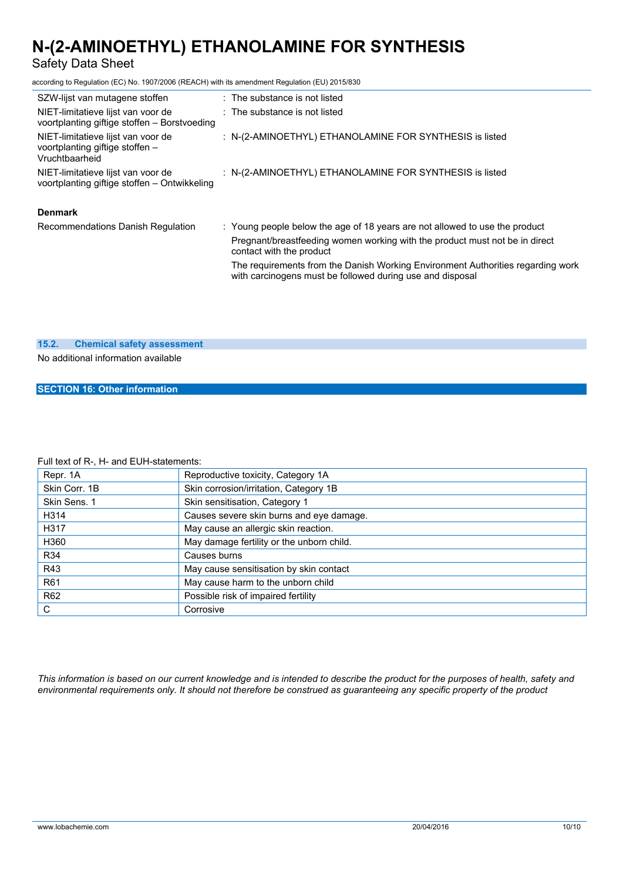| | |
|---|---|
| SZW-lijst van mutagene stoffen | : The substance is not listed |
| NIET-limitatieve lijst van voor de voortplanting giftige stoffen – Borstvoeding | : The substance is not listed |
| NIET-limitatieve lijst van voor de voortplanting giftige stoffen – Vruchtbaarheid | : N-(2-AMINOETHYL) ETHANOLAMINE FOR SYNTHESIS is listed |
| NIET-limitatieve lijst van voor de voortplanting giftige stoffen – Ontwikkeling | : N-(2-AMINOETHYL) ETHANOLAMINE FOR SYNTHESIS is listed |

**Denmark**

| | |
|---|---|
| Recommendations Danish Regulation | : Young people below the age of 18 years are not allowed to use the product<br>Pregnant/breastfeeding women working with the product must not be in direct contact with the product<br>The requirements from the Danish Working Environment Authorities regarding work with carcinogens must be followed during use and disposal |

### 15.2. Chemical safety assessment

No additional information available

## SECTION 16: Other information

Full text of R-, H- and EUH-statements:

| | |
|---|---|
| Repr. 1A | Reproductive toxicity, Category 1A |
| Skin Corr. 1B | Skin corrosion/irritation, Category 1B |
| Skin Sens. 1 | Skin sensitisation, Category 1 |
| H314 | Causes severe skin burns and eye damage. |
| H317 | May cause an allergic skin reaction. |
| H360 | May damage fertility or the unborn child. |
| R34 | Causes burns |
| R43 | May cause sensitisation by skin contact |
| R61 | May cause harm to the unborn child |
| R62 | Possible risk of impaired fertility |
| C | Corrosive |

*This information is based on our current knowledge and is intended to describe the product for the purposes of health, safety and environmental requirements only. It should not therefore be construed as guaranteeing any specific property of the product*